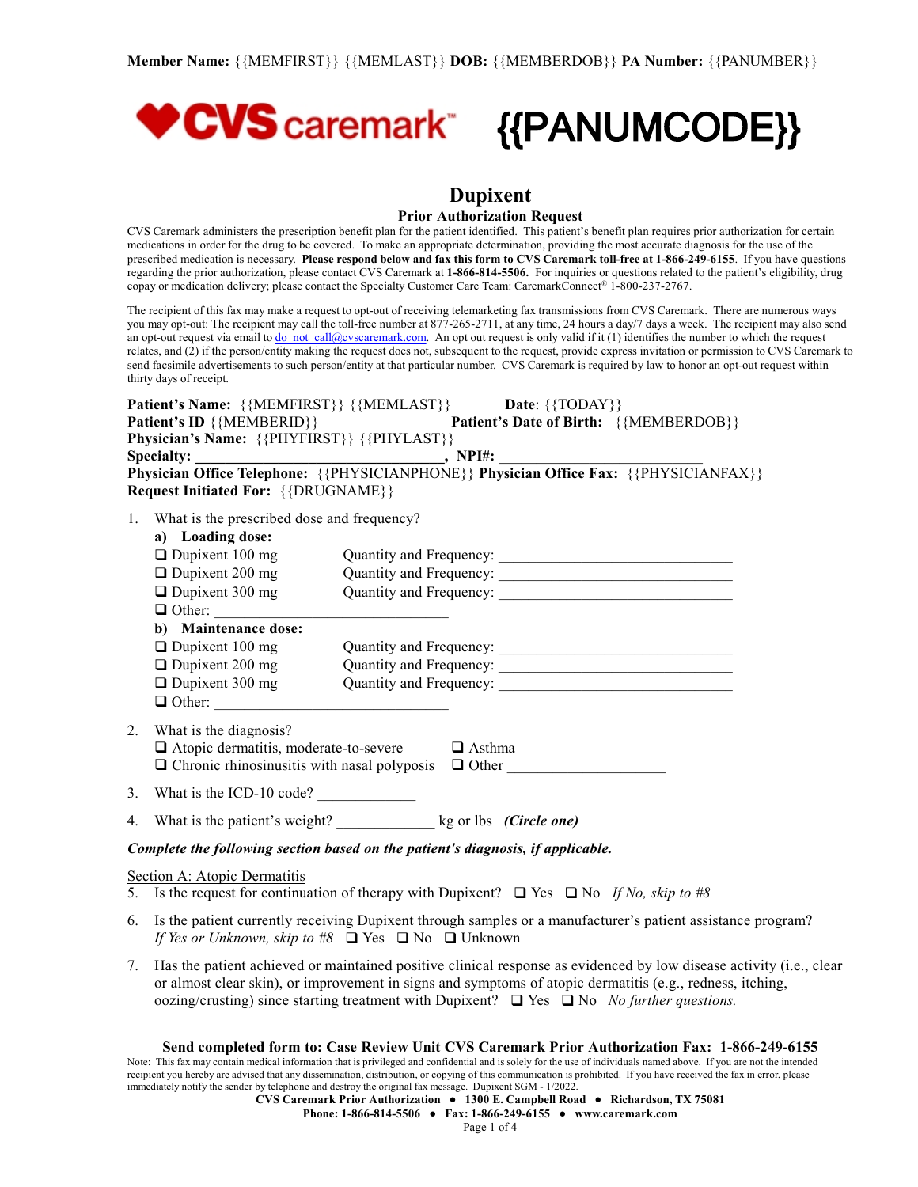**Member Name:** {{MEMFIRST}} {{MEMLAST}} **DOB:** {{MEMBERDOB}} **PA Number:** {{PANUMBER}}

CVS caremark™ **{{PANUMCODE}}**

# Dupixent

## Prior Authorization Request

CVS Caremark administers the prescription benefit plan for the patient identified. This patient's benefit plan requires prior authorization for certain medications in order for the drug to be covered. To make an appropriate determination, providing the most accurate diagnosis for the use of the prescribed medication is necessary. **Please respond below and fax this form to CVS Caremark toll-free at 1-866-249-6155**. If you have questions regarding the prior authorization, please contact CVS Caremark at **1-866-814-5506.** For inquiries or questions related to the patient's eligibility, drug copay or medication delivery; please contact the Specialty Customer Care Team: CaremarkConnect® 1-800-237-2767.

The recipient of this fax may make a request to opt-out of receiving telemarketing fax transmissions from CVS Caremark. There are numerous ways you may opt-out: The recipient may call the toll-free number at 877-265-2711, at any time, 24 hours a day/7 days a week. The recipient may also send an opt-out request via email to do_not_call@cvscaremark.com. An opt out request is only valid if it (1) identifies the number to which the request relates, and (2) if the person/entity making the request does not, subsequent to the request, provide express invitation or permission to CVS Caremark to send facsimile advertisements to such person/entity at that particular number. CVS Caremark is required by law to honor an opt-out request within thirty days of receipt.

**Patient's Name:** {{MEMFIRST}} {{MEMLAST}} **Date**: {{TODAY}}
**Patient's ID** {{MEMBERID}} **Patient's Date of Birth:** {{MEMBERDOB}}
**Physician's Name:** {{PHYFIRST}} {{PHYLAST}}
**Specialty:** ________________________________, **NPI#:** _________________________
**Physician Office Telephone:** {{PHYSICIANPHONE}} **Physician Office Fax:** {{PHYSICIANFAX}}
**Request Initiated For:** {{DRUGNAME}}

1. What is the prescribed dose and frequency?
   **a) Loading dose:**
   ❑ Dupixent 100 mg Quantity and Frequency: ______________________________
   ❑ Dupixent 200 mg Quantity and Frequency: ______________________________
   ❑ Dupixent 300 mg Quantity and Frequency: ______________________________
   ❑ Other: ______________________________
   **b) Maintenance dose:**
   ❑ Dupixent 100 mg Quantity and Frequency: ______________________________
   ❑ Dupixent 200 mg Quantity and Frequency: ______________________________
   ❑ Dupixent 300 mg Quantity and Frequency: ______________________________
   ❑ Other: ______________________________
2. What is the diagnosis?
   ❑ Atopic dermatitis, moderate-to-severe ❑ Asthma
   ❑ Chronic rhinosinusitis with nasal polyposis ❑ Other ____________________
3. What is the ICD-10 code? ____________
4. What is the patient's weight? ____________ kg or lbs ***(Circle one)***

***Complete the following section based on the patient's diagnosis, if applicable.***

Section A: Atopic Dermatitis

5. Is the request for continuation of therapy with Dupixent? ❑ Yes ❑ No *If No, skip to #8*
6. Is the patient currently receiving Dupixent through samples or a manufacturer's patient assistance program? *If Yes or Unknown, skip to #8* ❑ Yes ❑ No ❑ Unknown
7. Has the patient achieved or maintained positive clinical response as evidenced by low disease activity (i.e., clear or almost clear skin), or improvement in signs and symptoms of atopic dermatitis (e.g., redness, itching, oozing/crusting) since starting treatment with Dupixent? ❑ Yes ❑ No *No further questions.*

**Send completed form to: Case Review Unit CVS Caremark Prior Authorization Fax: 1-866-249-6155**

Note: This fax may contain medical information that is privileged and confidential and is solely for the use of individuals named above. If you are not the intended recipient you hereby are advised that any dissemination, distribution, or copying of this communication is prohibited. If you have received the fax in error, please immediately notify the sender by telephone and destroy the original fax message. Dupixent SGM - 1/2022.

**CVS Caremark Prior Authorization ● 1300 E. Campbell Road ● Richardson, TX 75081**
**Phone: 1-866-814-5506 ● Fax: 1-866-249-6155 ● www.caremark.com**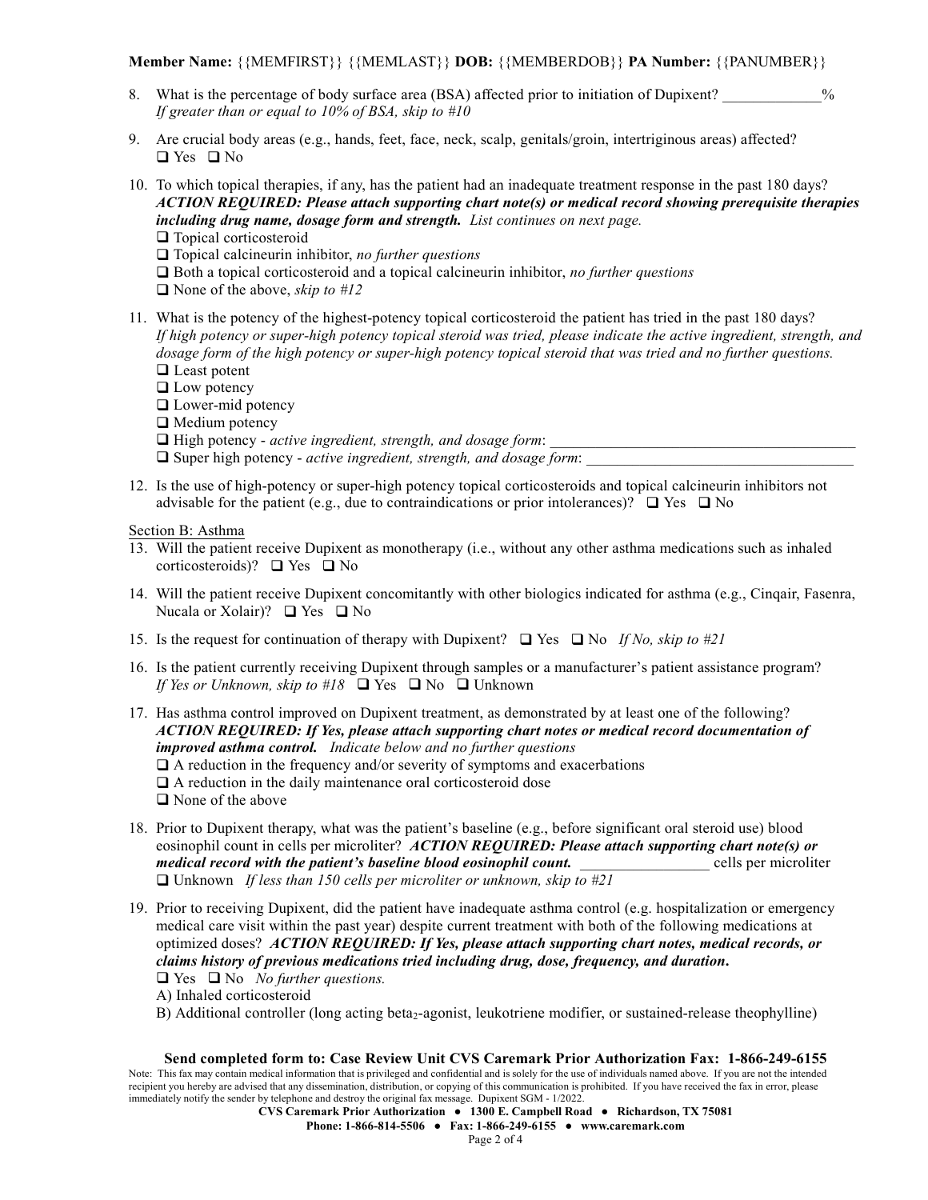**Member Name:** {{MEMFIRST}} {{MEMLAST}} **DOB:** {{MEMBERDOB}} **PA Number:** {{PANUMBER}}

8. What is the percentage of body surface area (BSA) affected prior to initiation of Dupixent? _____________%
   *If greater than or equal to 10% of BSA, skip to #10*

9. Are crucial body areas (e.g., hands, feet, face, neck, scalp, genitals/groin, intertriginous areas) affected?
   ❑ Yes ❑ No

10. To which topical therapies, if any, has the patient had an inadequate treatment response in the past 180 days? ***ACTION REQUIRED: Please attach supporting chart note(s) or medical record showing prerequisite therapies including drug name, dosage form and strength.*** *List continues on next page.*
    ❑ Topical corticosteroid
    ❑ Topical calcineurin inhibitor, *no further questions*
    ❑ Both a topical corticosteroid and a topical calcineurin inhibitor, *no further questions*
    ❑ None of the above, *skip to #12*

11. What is the potency of the highest-potency topical corticosteroid the patient has tried in the past 180 days? *If high potency or super-high potency topical steroid was tried, please indicate the active ingredient, strength, and dosage form of the high potency or super-high potency topical steroid that was tried and no further questions.*
    ❑ Least potent
    ❑ Low potency
    ❑ Lower-mid potency
    ❑ Medium potency
    ❑ High potency - *active ingredient, strength, and dosage form*: ________________________________________
    ❑ Super high potency - *active ingredient, strength, and dosage form*: ___________________________________

12. Is the use of high-potency or super-high potency topical corticosteroids and topical calcineurin inhibitors not advisable for the patient (e.g., due to contraindications or prior intolerances)? ❑ Yes ❑ No

Section B: Asthma

13. Will the patient receive Dupixent as monotherapy (i.e., without any other asthma medications such as inhaled corticosteroids)? ❑ Yes ❑ No

14. Will the patient receive Dupixent concomitantly with other biologics indicated for asthma (e.g., Cinqair, Fasenra, Nucala or Xolair)? ❑ Yes ❑ No

15. Is the request for continuation of therapy with Dupixent? ❑ Yes ❑ No *If No, skip to #21*

16. Is the patient currently receiving Dupixent through samples or a manufacturer's patient assistance program? *If Yes or Unknown, skip to #18* ❑ Yes ❑ No ❑ Unknown

17. Has asthma control improved on Dupixent treatment, as demonstrated by at least one of the following? ***ACTION REQUIRED: If Yes, please attach supporting chart notes or medical record documentation of improved asthma control.*** *Indicate below and no further questions*
    ❑ A reduction in the frequency and/or severity of symptoms and exacerbations
    ❑ A reduction in the daily maintenance oral corticosteroid dose
    ❑ None of the above

18. Prior to Dupixent therapy, what was the patient's baseline (e.g., before significant oral steroid use) blood eosinophil count in cells per microliter? ***ACTION REQUIRED: Please attach supporting chart note(s) or medical record with the patient's baseline blood eosinophil count.*** _________________ cells per microliter
    ❑ Unknown *If less than 150 cells per microliter or unknown, skip to #21*

19. Prior to receiving Dupixent, did the patient have inadequate asthma control (e.g. hospitalization or emergency medical care visit within the past year) despite current treatment with both of the following medications at optimized doses? ***ACTION REQUIRED: If Yes, please attach supporting chart notes, medical records, or claims history of previous medications tried including drug, dose, frequency, and duration.***
    ❑ Yes ❑ No *No further questions.*
    A) Inhaled corticosteroid
    B) Additional controller (long acting $beta_2$-agonist, leukotriene modifier, or sustained-release theophylline)

**Send completed form to: Case Review Unit CVS Caremark Prior Authorization Fax: 1-866-249-6155**

Note: This fax may contain medical information that is privileged and confidential and is solely for the use of individuals named above. If you are not the intended recipient you hereby are advised that any dissemination, distribution, or copying of this communication is prohibited. If you have received the fax in error, please immediately notify the sender by telephone and destroy the original fax message. Dupixent SGM - 1/2022.

**CVS Caremark Prior Authorization ● 1300 E. Campbell Road ● Richardson, TX 75081**
**Phone: 1-866-814-5506 ● Fax: 1-866-249-6155 ● www.caremark.com**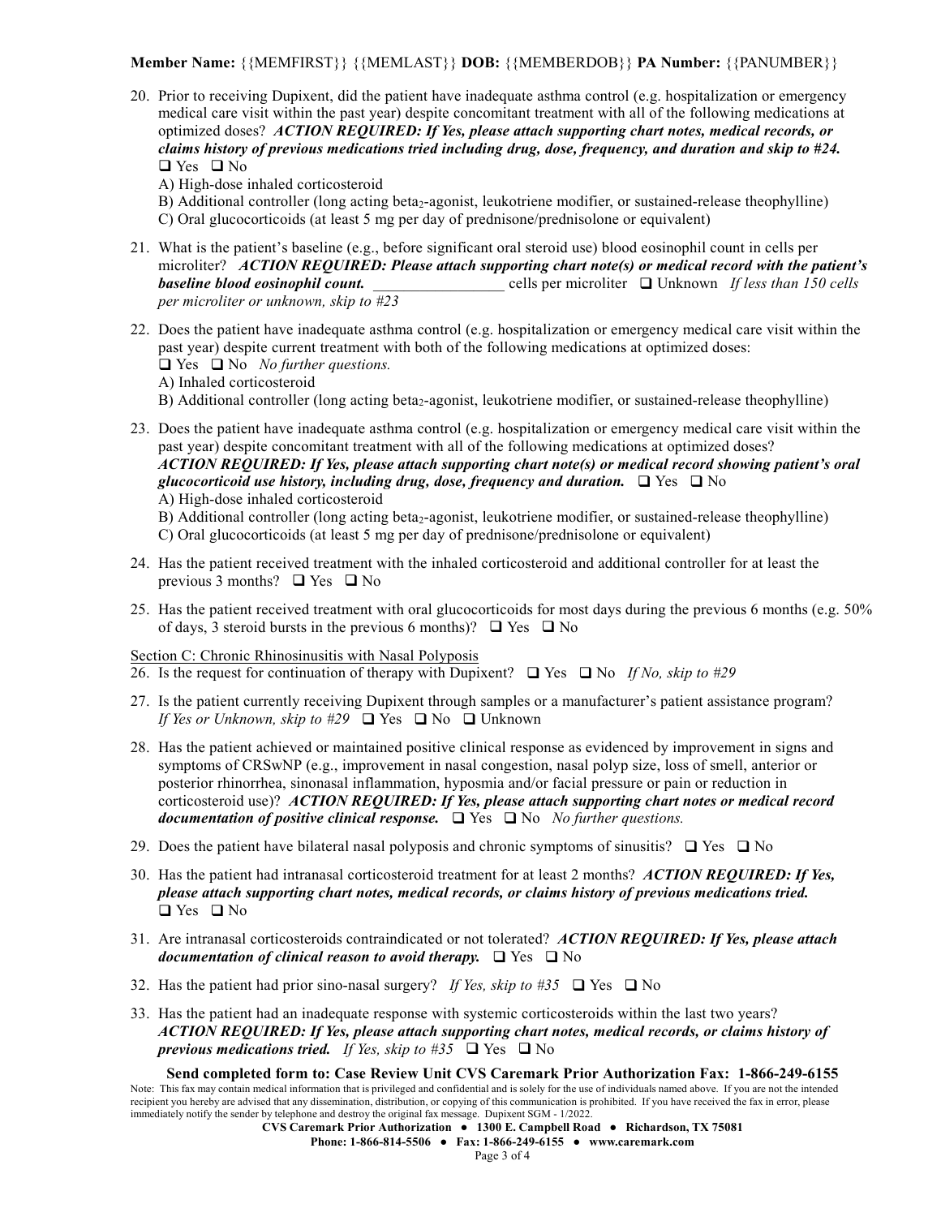**Member Name:** {{MEMFIRST}} {{MEMLAST}} **DOB:** {{MEMBERDOB}} **PA Number:** {{PANUMBER}}

20. Prior to receiving Dupixent, did the patient have inadequate asthma control (e.g. hospitalization or emergency medical care visit within the past year) despite concomitant treatment with all of the following medications at optimized doses? ***ACTION REQUIRED: If Yes, please attach supporting chart notes, medical records, or claims history of previous medications tried including drug, dose, frequency, and duration and skip to #24.***
❑ Yes ❑ No
A) High-dose inhaled corticosteroid
B) Additional controller (long acting beta$_2$-agonist, leukotriene modifier, or sustained-release theophylline)
C) Oral glucocorticoids (at least 5 mg per day of prednisone/prednisolone or equivalent)

21. What is the patient's baseline (e.g., before significant oral steroid use) blood eosinophil count in cells per microliter? ***ACTION REQUIRED: Please attach supporting chart note(s) or medical record with the patient's baseline blood eosinophil count.*** _________________ cells per microliter ❑ Unknown *If less than 150 cells per microliter or unknown, skip to #23*

22. Does the patient have inadequate asthma control (e.g. hospitalization or emergency medical care visit within the past year) despite current treatment with both of the following medications at optimized doses:
❑ Yes ❑ No *No further questions.*
A) Inhaled corticosteroid
B) Additional controller (long acting beta$_2$-agonist, leukotriene modifier, or sustained-release theophylline)

23. Does the patient have inadequate asthma control (e.g. hospitalization or emergency medical care visit within the past year) despite concomitant treatment with all of the following medications at optimized doses? ***ACTION REQUIRED: If Yes, please attach supporting chart note(s) or medical record showing patient's oral glucocorticoid use history, including drug, dose, frequency and duration.*** ❑ Yes ❑ No
A) High-dose inhaled corticosteroid
B) Additional controller (long acting beta$_2$-agonist, leukotriene modifier, or sustained-release theophylline)
C) Oral glucocorticoids (at least 5 mg per day of prednisone/prednisolone or equivalent)

24. Has the patient received treatment with the inhaled corticosteroid and additional controller for at least the previous 3 months? ❑ Yes ❑ No

25. Has the patient received treatment with oral glucocorticoids for most days during the previous 6 months (e.g. 50% of days, 3 steroid bursts in the previous 6 months)? ❑ Yes ❑ No

Section C: Chronic Rhinosinusitis with Nasal Polyposis

26. Is the request for continuation of therapy with Dupixent? ❑ Yes ❑ No *If No, skip to #29*

27. Is the patient currently receiving Dupixent through samples or a manufacturer's patient assistance program? *If Yes or Unknown, skip to #29* ❑ Yes ❑ No ❑ Unknown

28. Has the patient achieved or maintained positive clinical response as evidenced by improvement in signs and symptoms of CRSwNP (e.g., improvement in nasal congestion, nasal polyp size, loss of smell, anterior or posterior rhinorrhea, sinonasal inflammation, hyposmia and/or facial pressure or pain or reduction in corticosteroid use)? ***ACTION REQUIRED: If Yes, please attach supporting chart notes or medical record documentation of positive clinical response.*** ❑ Yes ❑ No *No further questions.*

29. Does the patient have bilateral nasal polyposis and chronic symptoms of sinusitis? ❑ Yes ❑ No

30. Has the patient had intranasal corticosteroid treatment for at least 2 months? ***ACTION REQUIRED: If Yes, please attach supporting chart notes, medical records, or claims history of previous medications tried.***
❑ Yes ❑ No

31. Are intranasal corticosteroids contraindicated or not tolerated? ***ACTION REQUIRED: If Yes, please attach documentation of clinical reason to avoid therapy.*** ❑ Yes ❑ No

32. Has the patient had prior sino-nasal surgery? *If Yes, skip to #35* ❑ Yes ❑ No

33. Has the patient had an inadequate response with systemic corticosteroids within the last two years? ***ACTION REQUIRED: If Yes, please attach supporting chart notes, medical records, or claims history of previous medications tried.*** *If Yes, skip to #35* ❑ Yes ❑ No

**Send completed form to: Case Review Unit CVS Caremark Prior Authorization Fax: 1-866-249-6155**

Note: This fax may contain medical information that is privileged and confidential and is solely for the use of individuals named above. If you are not the intended recipient you hereby are advised that any dissemination, distribution, or copying of this communication is prohibited. If you have received the fax in error, please immediately notify the sender by telephone and destroy the original fax message. Dupixent SGM - 1/2022.

**CVS Caremark Prior Authorization ● 1300 E. Campbell Road ● Richardson, TX 75081**
**Phone: 1-866-814-5506 ● Fax: 1-866-249-6155 ● www.caremark.com**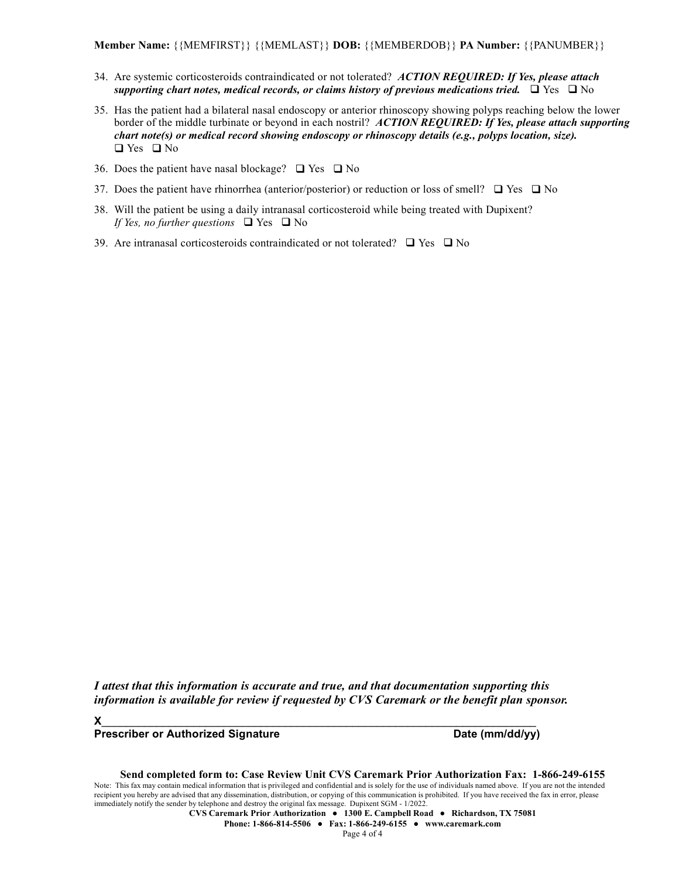**Member Name:** {{MEMFIRST}} {{MEMLAST}} **DOB:** {{MEMBERDOB}} **PA Number:** {{PANUMBER}}

34. Are systemic corticosteroids contraindicated or not tolerated? ***ACTION REQUIRED: If Yes, please attach supporting chart notes, medical records, or claims history of previous medications tried.*** ❑ Yes ❑ No
35. Has the patient had a bilateral nasal endoscopy or anterior rhinoscopy showing polyps reaching below the lower border of the middle turbinate or beyond in each nostril? ***ACTION REQUIRED: If Yes, please attach supporting chart note(s) or medical record showing endoscopy or rhinoscopy details (e.g., polyps location, size).*** ❑ Yes ❑ No
36. Does the patient have nasal blockage? ❑ Yes ❑ No
37. Does the patient have rhinorrhea (anterior/posterior) or reduction or loss of smell? ❑ Yes ❑ No
38. Will the patient be using a daily intranasal corticosteroid while being treated with Dupixent? *If Yes, no further questions* ❑ Yes ❑ No
39. Are intranasal corticosteroids contraindicated or not tolerated? ❑ Yes ❑ No

***I attest that this information is accurate and true, and that documentation supporting this information is available for review if requested by CVS Caremark or the benefit plan sponsor.***

**X**\_\_\_\_\_\_\_\_\_\_\_\_\_\_\_\_\_\_\_\_\_\_\_\_\_\_\_\_\_\_\_\_\_\_\_\_\_\_\_\_\_\_\_\_\_\_\_\_\_\_\_\_\_\_\_\_\_\_\_\_\_\_\_\_\_\_\_\_\_\_

**Prescriber or Authorized Signature** **Date (mm/dd/yy)**

**Send completed form to: Case Review Unit CVS Caremark Prior Authorization Fax: 1-866-249-6155**

Note: This fax may contain medical information that is privileged and confidential and is solely for the use of individuals named above. If you are not the intended recipient you hereby are advised that any dissemination, distribution, or copying of this communication is prohibited. If you have received the fax in error, please immediately notify the sender by telephone and destroy the original fax message. Dupixent SGM - 1/2022.

**CVS Caremark Prior Authorization ● 1300 E. Campbell Road ● Richardson, TX 75081**

**Phone: 1-866-814-5506 ● Fax: 1-866-249-6155 ● www.caremark.com**